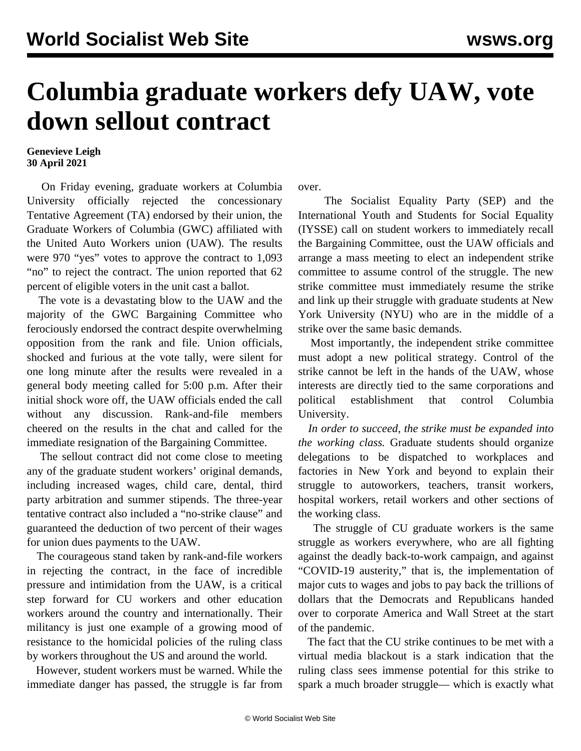# Columbia graduate workers defy UAW, vote down sellout contract

**Genevieve Leigh**
**30 April 2021**

On Friday evening, graduate workers at Columbia University officially rejected the concessionary Tentative Agreement (TA) endorsed by their union, the Graduate Workers of Columbia (GWC) affiliated with the United Auto Workers union (UAW). The results were 970 "yes" votes to approve the contract to 1,093 "no" to reject the contract. The union reported that 62 percent of eligible voters in the unit cast a ballot.

The vote is a devastating blow to the UAW and the majority of the GWC Bargaining Committee who ferociously endorsed the contract despite overwhelming opposition from the rank and file. Union officials, shocked and furious at the vote tally, were silent for one long minute after the results were revealed in a general body meeting called for 5:00 p.m. After their initial shock wore off, the UAW officials ended the call without any discussion. Rank-and-file members cheered on the results in the chat and called for the immediate resignation of the Bargaining Committee.

The sellout contract did not come close to meeting any of the graduate student workers' original demands, including increased wages, child care, dental, third party arbitration and summer stipends. The three-year tentative contract also included a "no-strike clause" and guaranteed the deduction of two percent of their wages for union dues payments to the UAW.

The courageous stand taken by rank-and-file workers in rejecting the contract, in the face of incredible pressure and intimidation from the UAW, is a critical step forward for CU workers and other education workers around the country and internationally. Their militancy is just one example of a growing mood of resistance to the homicidal policies of the ruling class by workers throughout the US and around the world.

However, student workers must be warned. While the immediate danger has passed, the struggle is far from over.

The Socialist Equality Party (SEP) and the International Youth and Students for Social Equality (IYSSE) call on student workers to immediately recall the Bargaining Committee, oust the UAW officials and arrange a mass meeting to elect an independent strike committee to assume control of the struggle. The new strike committee must immediately resume the strike and link up their struggle with graduate students at New York University (NYU) who are in the middle of a strike over the same basic demands.

Most importantly, the independent strike committee must adopt a new political strategy. Control of the strike cannot be left in the hands of the UAW, whose interests are directly tied to the same corporations and political establishment that control Columbia University.

*In order to succeed, the strike must be expanded into the working class.* Graduate students should organize delegations to be dispatched to workplaces and factories in New York and beyond to explain their struggle to autoworkers, teachers, transit workers, hospital workers, retail workers and other sections of the working class.

The struggle of CU graduate workers is the same struggle as workers everywhere, who are all fighting against the deadly back-to-work campaign, and against "COVID-19 austerity," that is, the implementation of major cuts to wages and jobs to pay back the trillions of dollars that the Democrats and Republicans handed over to corporate America and Wall Street at the start of the pandemic.

The fact that the CU strike continues to be met with a virtual media blackout is a stark indication that the ruling class sees immense potential for this strike to spark a much broader struggle— which is exactly what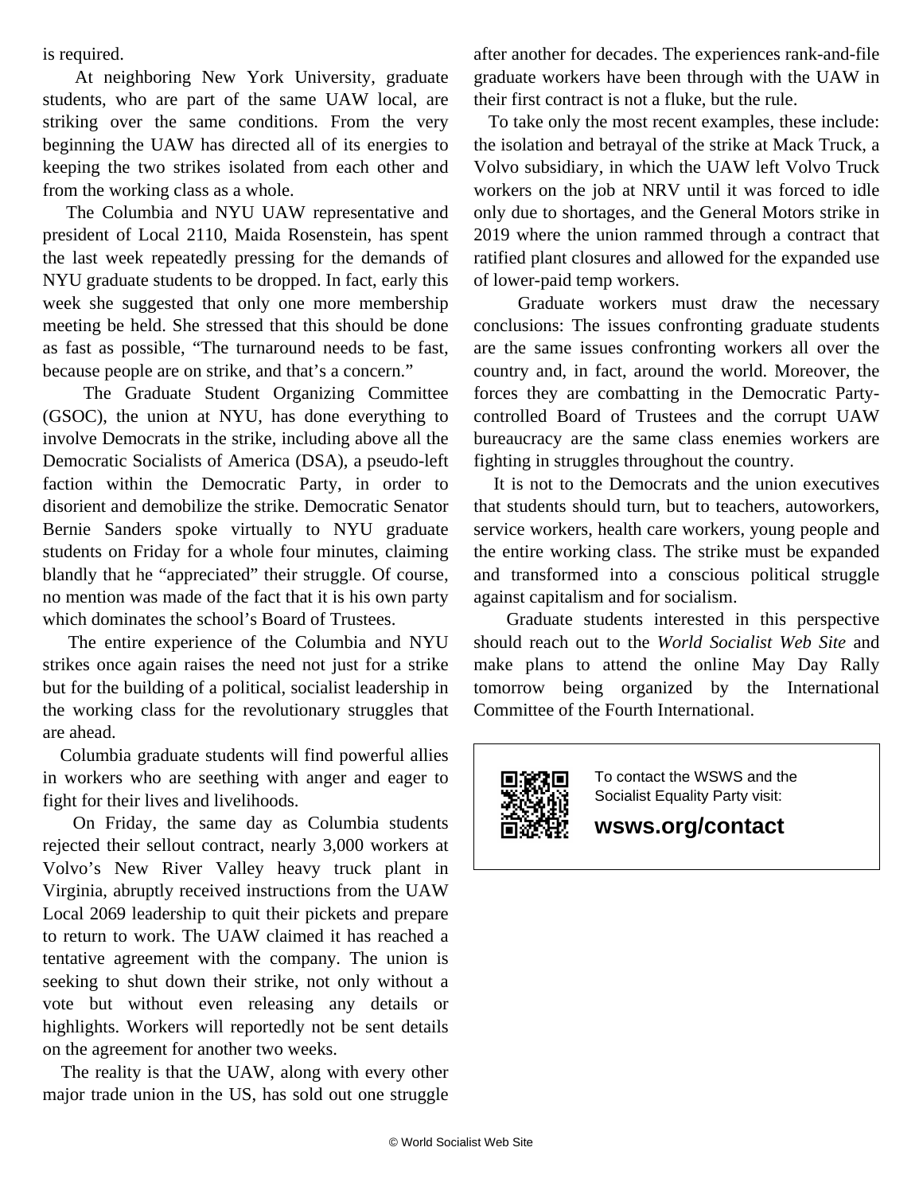is required.

At neighboring New York University, graduate students, who are part of the same UAW local, are striking over the same conditions. From the very beginning the UAW has directed all of its energies to keeping the two strikes isolated from each other and from the working class as a whole.

The Columbia and NYU UAW representative and president of Local 2110, Maida Rosenstein, has spent the last week repeatedly pressing for the demands of NYU graduate students to be dropped. In fact, early this week she suggested that only one more membership meeting be held. She stressed that this should be done as fast as possible, "The turnaround needs to be fast, because people are on strike, and that's a concern."

The Graduate Student Organizing Committee (GSOC), the union at NYU, has done everything to involve Democrats in the strike, including above all the Democratic Socialists of America (DSA), a pseudo-left faction within the Democratic Party, in order to disorient and demobilize the strike. Democratic Senator Bernie Sanders spoke virtually to NYU graduate students on Friday for a whole four minutes, claiming blandly that he "appreciated" their struggle. Of course, no mention was made of the fact that it is his own party which dominates the school's Board of Trustees.

The entire experience of the Columbia and NYU strikes once again raises the need not just for a strike but for the building of a political, socialist leadership in the working class for the revolutionary struggles that are ahead.

Columbia graduate students will find powerful allies in workers who are seething with anger and eager to fight for their lives and livelihoods.

On Friday, the same day as Columbia students rejected their sellout contract, nearly 3,000 workers at Volvo's New River Valley heavy truck plant in Virginia, abruptly received instructions from the UAW Local 2069 leadership to quit their pickets and prepare to return to work. The UAW claimed it has reached a tentative agreement with the company. The union is seeking to shut down their strike, not only without a vote but without even releasing any details or highlights. Workers will reportedly not be sent details on the agreement for another two weeks.

The reality is that the UAW, along with every other major trade union in the US, has sold out one struggle after another for decades. The experiences rank-and-file graduate workers have been through with the UAW in their first contract is not a fluke, but the rule.

To take only the most recent examples, these include: the isolation and betrayal of the strike at Mack Truck, a Volvo subsidiary, in which the UAW left Volvo Truck workers on the job at NRV until it was forced to idle only due to shortages, and the General Motors strike in 2019 where the union rammed through a contract that ratified plant closures and allowed for the expanded use of lower-paid temp workers.

Graduate workers must draw the necessary conclusions: The issues confronting graduate students are the same issues confronting workers all over the country and, in fact, around the world. Moreover, the forces they are combatting in the Democratic Party-controlled Board of Trustees and the corrupt UAW bureaucracy are the same class enemies workers are fighting in struggles throughout the country.

It is not to the Democrats and the union executives that students should turn, but to teachers, autoworkers, service workers, health care workers, young people and the entire working class. The strike must be expanded and transformed into a conscious political struggle against capitalism and for socialism.

Graduate students interested in this perspective should reach out to the *World Socialist Web Site* and make plans to attend the online May Day Rally tomorrow being organized by the International Committee of the Fourth International.

To contact the WSWS and the Socialist Equality Party visit:

**wsws.org/contact**